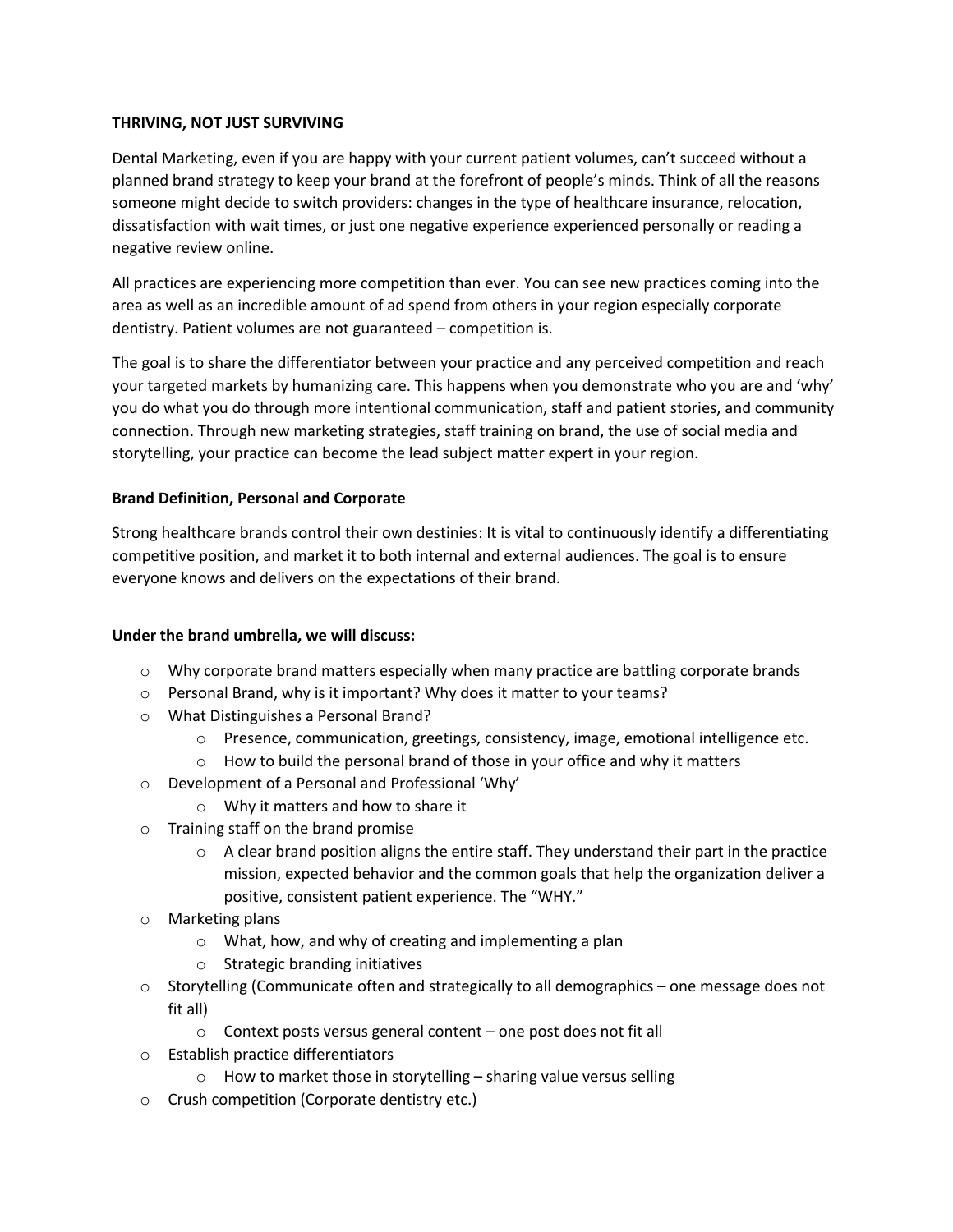**THRIVING, NOT JUST SURVIVING**

Dental Marketing, even if you are happy with your current patient volumes, can't succeed without a planned brand strategy to keep your brand at the forefront of people's minds. Think of all the reasons someone might decide to switch providers: changes in the type of healthcare insurance, relocation, dissatisfaction with wait times, or just one negative experience experienced personally or reading a negative review online.

All practices are experiencing more competition than ever. You can see new practices coming into the area as well as an incredible amount of ad spend from others in your region especially corporate dentistry. Patient volumes are not guaranteed – competition is.

The goal is to share the differentiator between your practice and any perceived competition and reach your targeted markets by humanizing care. This happens when you demonstrate who you are and 'why' you do what you do through more intentional communication, staff and patient stories, and community connection. Through new marketing strategies, staff training on brand, the use of social media and storytelling, your practice can become the lead subject matter expert in your region.

**Brand Definition, Personal and Corporate**

Strong healthcare brands control their own destinies: It is vital to continuously identify a differentiating competitive position, and market it to both internal and external audiences. The goal is to ensure everyone knows and delivers on the expectations of their brand.

**Under the brand umbrella, we will discuss:**

- Why corporate brand matters especially when many practice are battling corporate brands
- Personal Brand, why is it important? Why does it matter to your teams?
- What Distinguishes a Personal Brand?
  - Presence, communication, greetings, consistency, image, emotional intelligence etc.
  - How to build the personal brand of those in your office and why it matters
- Development of a Personal and Professional 'Why'
  - Why it matters and how to share it
- Training staff on the brand promise
  - A clear brand position aligns the entire staff. They understand their part in the practice mission, expected behavior and the common goals that help the organization deliver a positive, consistent patient experience. The "WHY."
- Marketing plans
  - What, how, and why of creating and implementing a plan
  - Strategic branding initiatives
- Storytelling (Communicate often and strategically to all demographics – one message does not fit all)
  - Context posts versus general content – one post does not fit all
- Establish practice differentiators
  - How to market those in storytelling – sharing value versus selling
- Crush competition (Corporate dentistry etc.)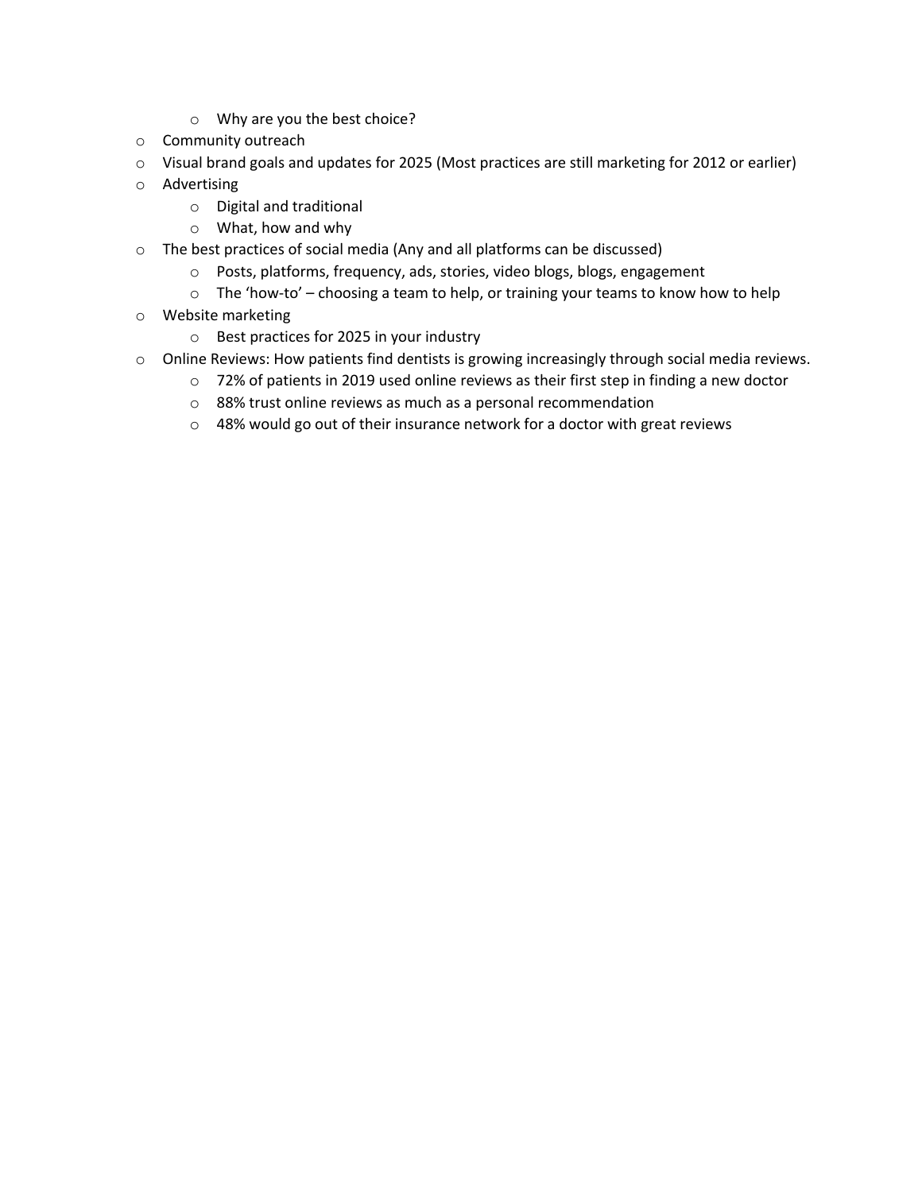- Why are you the best choice?
- Community outreach
- Visual brand goals and updates for 2025 (Most practices are still marketing for 2012 or earlier)
- Advertising
    - Digital and traditional
    - What, how and why
- The best practices of social media (Any and all platforms can be discussed)
    - Posts, platforms, frequency, ads, stories, video blogs, blogs, engagement
    - The 'how-to' – choosing a team to help, or training your teams to know how to help
- Website marketing
    - Best practices for 2025 in your industry
- Online Reviews: How patients find dentists is growing increasingly through social media reviews.
    - 72% of patients in 2019 used online reviews as their first step in finding a new doctor
    - 88% trust online reviews as much as a personal recommendation
    - 48% would go out of their insurance network for a doctor with great reviews